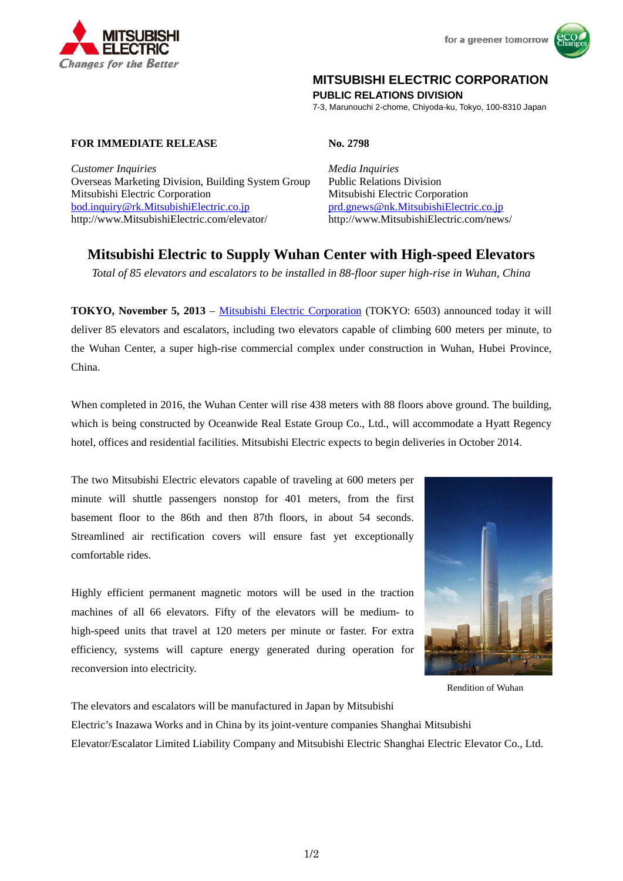**MITSUBISHI ELECTRIC CORPORATION**
**PUBLIC RELATIONS DIVISION**
7-3, Marunouchi 2-chome, Chiyoda-ku, Tokyo, 100-8310 Japan

**FOR IMMEDIATE RELEASE** **No. 2798**

*Customer Inquiries*
Overseas Marketing Division, Building System Group
Mitsubishi Electric Corporation
bod.inquiry@rk.MitsubishiElectric.co.jp
http://www.MitsubishiElectric.com/elevator/

*Media Inquiries*
Public Relations Division
Mitsubishi Electric Corporation
prd.gnews@nk.MitsubishiElectric.co.jp
http://www.MitsubishiElectric.com/news/

# Mitsubishi Electric to Supply Wuhan Center with High-speed Elevators

*Total of 85 elevators and escalators to be installed in 88-floor super high-rise in Wuhan, China*

**TOKYO, November 5, 2013** – Mitsubishi Electric Corporation (TOKYO: 6503) announced today it will deliver 85 elevators and escalators, including two elevators capable of climbing 600 meters per minute, to the Wuhan Center, a super high-rise commercial complex under construction in Wuhan, Hubei Province, China.

When completed in 2016, the Wuhan Center will rise 438 meters with 88 floors above ground. The building, which is being constructed by Oceanwide Real Estate Group Co., Ltd., will accommodate a Hyatt Regency hotel, offices and residential facilities. Mitsubishi Electric expects to begin deliveries in October 2014.

The two Mitsubishi Electric elevators capable of traveling at 600 meters per minute will shuttle passengers nonstop for 401 meters, from the first basement floor to the 86th and then 87th floors, in about 54 seconds. Streamlined air rectification covers will ensure fast yet exceptionally comfortable rides.

Highly efficient permanent magnetic motors will be used in the traction machines of all 66 elevators. Fifty of the elevators will be medium- to high-speed units that travel at 120 meters per minute or faster. For extra efficiency, systems will capture energy generated during operation for reconversion into electricity.

Rendition of Wuhan

The elevators and escalators will be manufactured in Japan by Mitsubishi Electric's Inazawa Works and in China by its joint-venture companies Shanghai Mitsubishi Elevator/Escalator Limited Liability Company and Mitsubishi Electric Shanghai Electric Elevator Co., Ltd.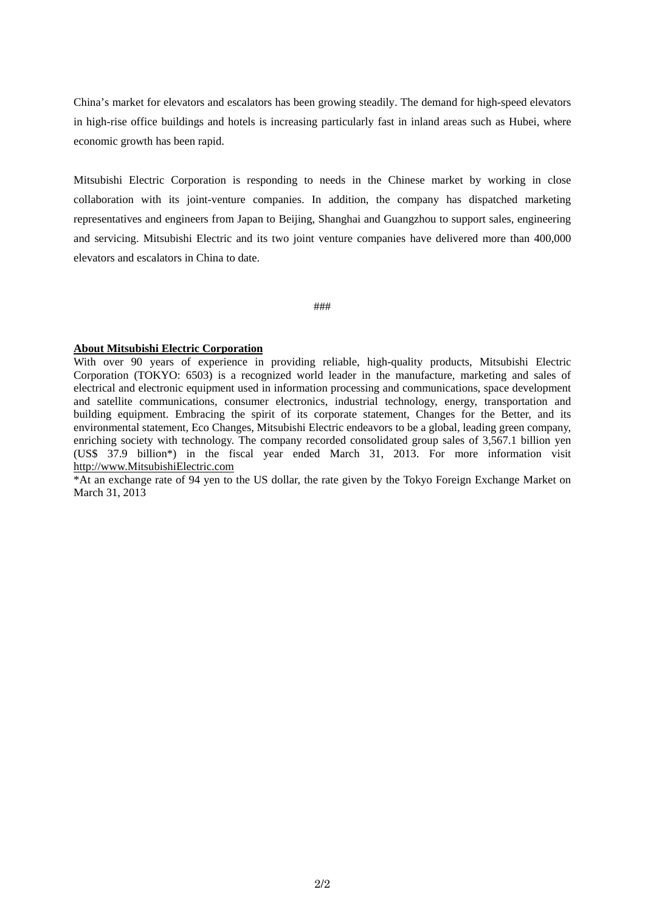China's market for elevators and escalators has been growing steadily. The demand for high-speed elevators in high-rise office buildings and hotels is increasing particularly fast in inland areas such as Hubei, where economic growth has been rapid.

Mitsubishi Electric Corporation is responding to needs in the Chinese market by working in close collaboration with its joint-venture companies. In addition, the company has dispatched marketing representatives and engineers from Japan to Beijing, Shanghai and Guangzhou to support sales, engineering and servicing. Mitsubishi Electric and its two joint venture companies have delivered more than 400,000 elevators and escalators in China to date.

###

**About Mitsubishi Electric Corporation**

With over 90 years of experience in providing reliable, high-quality products, Mitsubishi Electric Corporation (TOKYO: 6503) is a recognized world leader in the manufacture, marketing and sales of electrical and electronic equipment used in information processing and communications, space development and satellite communications, consumer electronics, industrial technology, energy, transportation and building equipment. Embracing the spirit of its corporate statement, Changes for the Better, and its environmental statement, Eco Changes, Mitsubishi Electric endeavors to be a global, leading green company, enriching society with technology. The company recorded consolidated group sales of 3,567.1 billion yen (US$ 37.9 billion*) in the fiscal year ended March 31, 2013. For more information visit http://www.MitsubishiElectric.com

*At an exchange rate of 94 yen to the US dollar, the rate given by the Tokyo Foreign Exchange Market on March 31, 2013